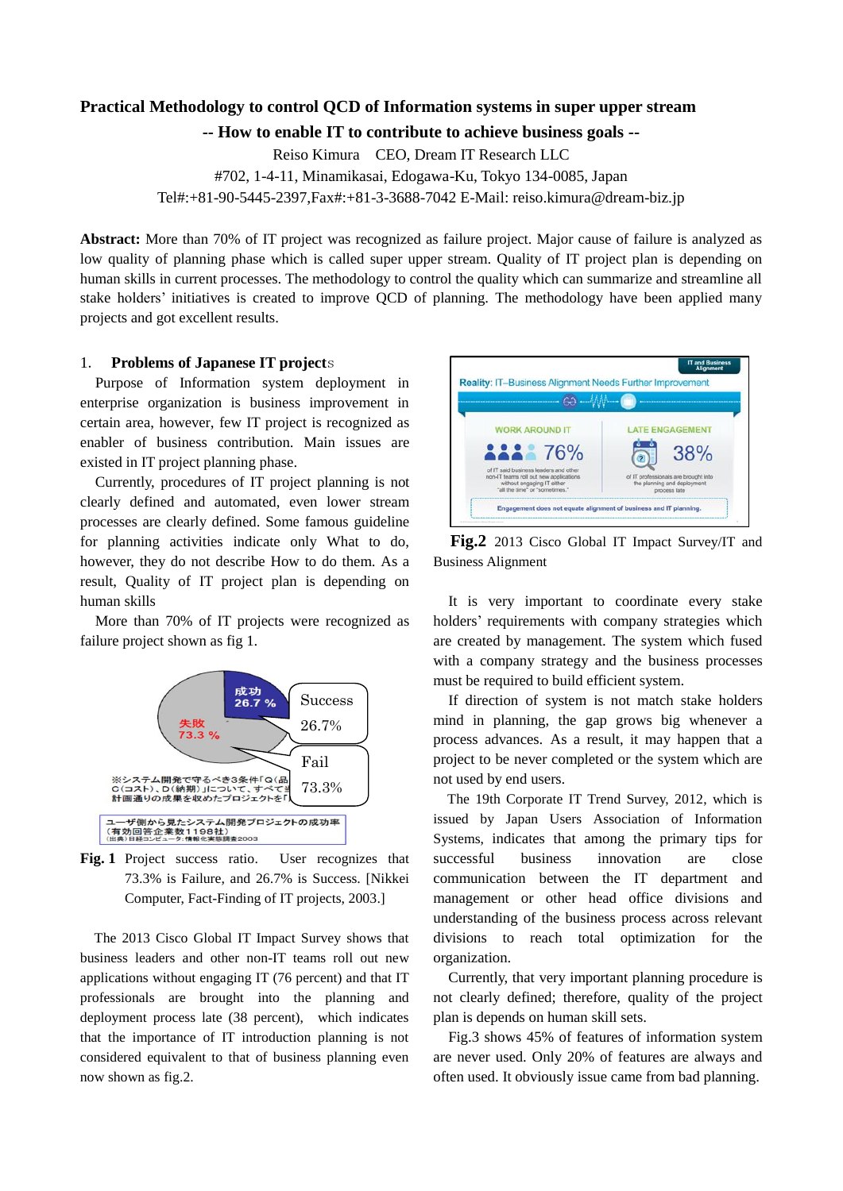# Practical Methodology to control QCD of Information systems in super upper stream

## -- How to enable IT to contribute to achieve business goals --

Reiso Kimura CEO, Dream IT Research LLC

#702, 1-4-11, Minamikasai, Edogawa-Ku, Tokyo 134-0085, Japan

Tel#:+81-90-5445-2397,Fax#:+81-3-3688-7042 E-Mail: reiso.kimura@dream-biz.jp

**Abstract:** More than 70% of IT project was recognized as failure project. Major cause of failure is analyzed as low quality of planning phase which is called super upper stream. Quality of IT project plan is depending on human skills in current processes. The methodology to control the quality which can summarize and streamline all stake holders' initiatives is created to improve QCD of planning. The methodology have been applied many projects and got excellent results.

## 1. Problems of Japanese IT projects

Purpose of Information system deployment in enterprise organization is business improvement in certain area, however, few IT project is recognized as enabler of business contribution. Main issues are existed in IT project planning phase.

Currently, procedures of IT project planning is not clearly defined and automated, even lower stream processes are clearly defined. Some famous guideline for planning activities indicate only What to do, however, they do not describe How to do them. As a result, Quality of IT project plan is depending on human skills

More than 70% of IT projects were recognized as failure project shown as fig 1.

**Fig. 1** Project success ratio. User recognizes that 73.3% is Failure, and 26.7% is Success. [Nikkei Computer, Fact-Finding of IT projects, 2003.]

The 2013 Cisco Global IT Impact Survey shows that business leaders and other non-IT teams roll out new applications without engaging IT (76 percent) and that IT professionals are brought into the planning and deployment process late (38 percent), which indicates that the importance of IT introduction planning is not considered equivalent to that of business planning even now shown as fig.2.

**Fig.2** 2013 Cisco Global IT Impact Survey/IT and Business Alignment

It is very important to coordinate every stake holders' requirements with company strategies which are created by management. The system which fused with a company strategy and the business processes must be required to build efficient system.

If direction of system is not match stake holders mind in planning, the gap grows big whenever a process advances. As a result, it may happen that a project to be never completed or the system which are not used by end users.

The 19th Corporate IT Trend Survey, 2012, which is issued by Japan Users Association of Information Systems, indicates that among the primary tips for successful business innovation are close communication between the IT department and management or other head office divisions and understanding of the business process across relevant divisions to reach total optimization for the organization.

Currently, that very important planning procedure is not clearly defined; therefore, quality of the project plan is depends on human skill sets.

Fig.3 shows 45% of features of information system are never used. Only 20% of features are always and often used. It obviously issue came from bad planning.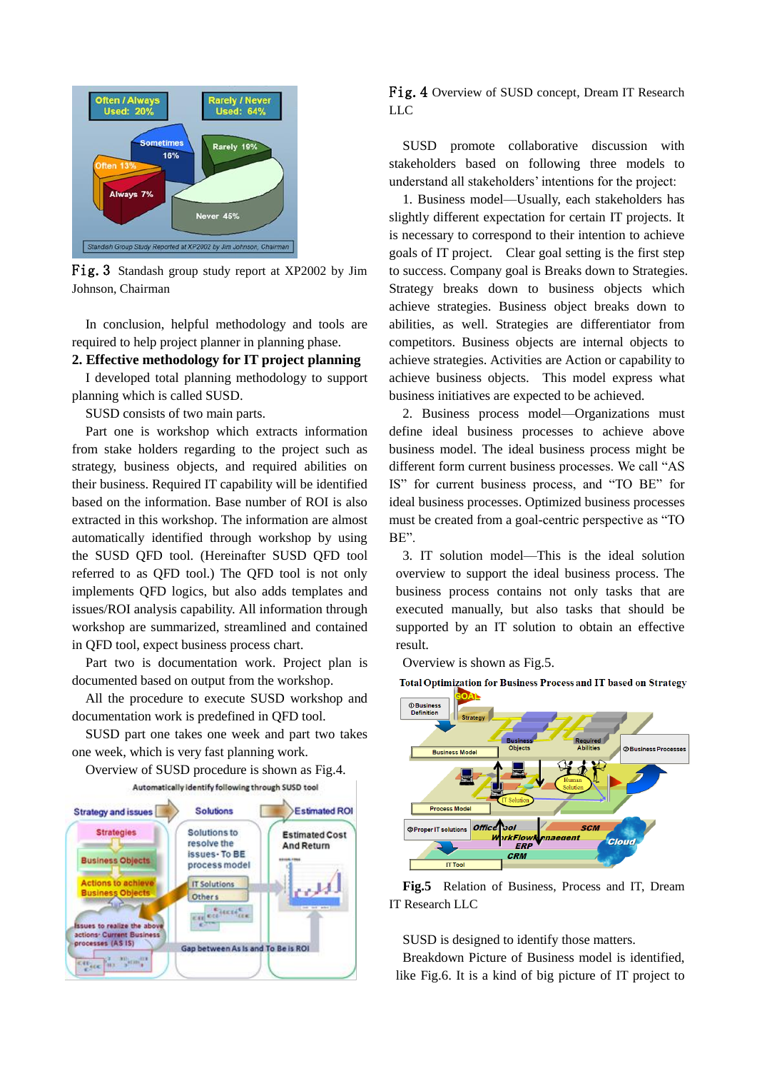Fig. 3 Standash group study report at XP2002 by Jim Johnson, Chairman

In conclusion, helpful methodology and tools are required to help project planner in planning phase.

## 2. Effective methodology for IT project planning

I developed total planning methodology to support planning which is called SUSD.

SUSD consists of two main parts.

Part one is workshop which extracts information from stake holders regarding to the project such as strategy, business objects, and required abilities on their business. Required IT capability will be identified based on the information. Base number of ROI is also extracted in this workshop. The information are almost automatically identified through workshop by using the SUSD QFD tool. (Hereinafter SUSD QFD tool referred to as QFD tool.) The QFD tool is not only implements QFD logics, but also adds templates and issues/ROI analysis capability. All information through workshop are summarized, streamlined and contained in QFD tool, expect business process chart.

Part two is documentation work. Project plan is documented based on output from the workshop.

All the procedure to execute SUSD workshop and documentation work is predefined in QFD tool.

SUSD part one takes one week and part two takes one week, which is very fast planning work.

Overview of SUSD procedure is shown as Fig.4.

Fig. 4 Overview of SUSD concept, Dream IT Research LLC

SUSD promote collaborative discussion with stakeholders based on following three models to understand all stakeholders' intentions for the project:

1. Business model—Usually, each stakeholders has slightly different expectation for certain IT projects. It is necessary to correspond to their intention to achieve goals of IT project. Clear goal setting is the first step to success. Company goal is Breaks down to Strategies. Strategy breaks down to business objects which achieve strategies. Business object breaks down to abilities, as well. Strategies are differentiator from competitors. Business objects are internal objects to achieve strategies. Activities are Action or capability to achieve business objects. This model express what business initiatives are expected to be achieved.

2. Business process model—Organizations must define ideal business processes to achieve above business model. The ideal business process might be different form current business processes. We call "AS IS" for current business process, and "TO BE" for ideal business processes. Optimized business processes must be created from a goal-centric perspective as "TO BE".

3. IT solution model—This is the ideal solution overview to support the ideal business process. The business process contains not only tasks that are executed manually, but also tasks that should be supported by an IT solution to obtain an effective result.

Overview is shown as Fig.5.

**Fig.5** Relation of Business, Process and IT, Dream IT Research LLC

SUSD is designed to identify those matters.

Breakdown Picture of Business model is identified, like Fig.6. It is a kind of big picture of IT project to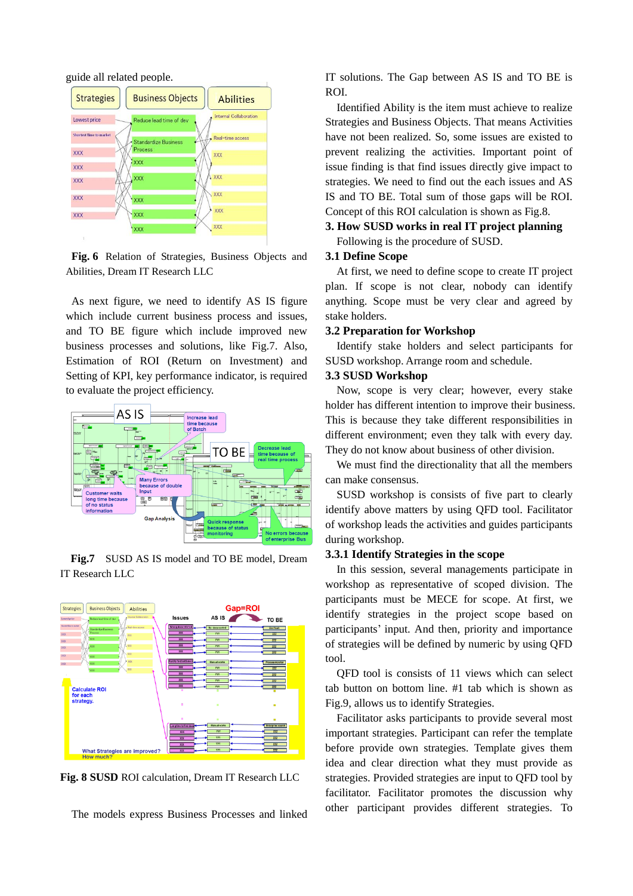guide all related people.

Fig. 6 Relation of Strategies, Business Objects and Abilities, Dream IT Research LLC

As next figure, we need to identify AS IS figure which include current business process and issues, and TO BE figure which include improved new business processes and solutions, like Fig.7. Also, Estimation of ROI (Return on Investment) and Setting of KPI, key performance indicator, is required to evaluate the project efficiency.

Fig.7 SUSD AS IS model and TO BE model, Dream IT Research LLC

**Fig. 8 SUSD** ROI calculation, Dream IT Research LLC

The models express Business Processes and linked IT solutions. The Gap between AS IS and TO BE is ROI.

Identified Ability is the item must achieve to realize Strategies and Business Objects. That means Activities have not been realized. So, some issues are existed to prevent realizing the activities. Important point of issue finding is that find issues directly give impact to strategies. We need to find out the each issues and AS IS and TO BE. Total sum of those gaps will be ROI. Concept of this ROI calculation is shown as Fig.8.

## 3. How SUSD works in real IT project planning

Following is the procedure of SUSD.

### 3.1 Define Scope

At first, we need to define scope to create IT project plan. If scope is not clear, nobody can identify anything. Scope must be very clear and agreed by stake holders.

### 3.2 Preparation for Workshop

Identify stake holders and select participants for SUSD workshop. Arrange room and schedule.

### 3.3 SUSD Workshop

Now, scope is very clear; however, every stake holder has different intention to improve their business. This is because they take different responsibilities in different environment; even they talk with every day. They do not know about business of other division.

We must find the directionality that all the members can make consensus.

SUSD workshop is consists of five part to clearly identify above matters by using QFD tool. Facilitator of workshop leads the activities and guides participants during workshop.

#### 3.3.1 Identify Strategies in the scope

In this session, several managements participate in workshop as representative of scoped division. The participants must be MECE for scope. At first, we identify strategies in the project scope based on participants' input. And then, priority and importance of strategies will be defined by numeric by using QFD tool.

QFD tool is consists of 11 views which can select tab button on bottom line. #1 tab which is shown as Fig.9, allows us to identify Strategies.

Facilitator asks participants to provide several most important strategies. Participant can refer the template before provide own strategies. Template gives them idea and clear direction what they must provide as strategies. Provided strategies are input to QFD tool by facilitator. Facilitator promotes the discussion why other participant provides different strategies. To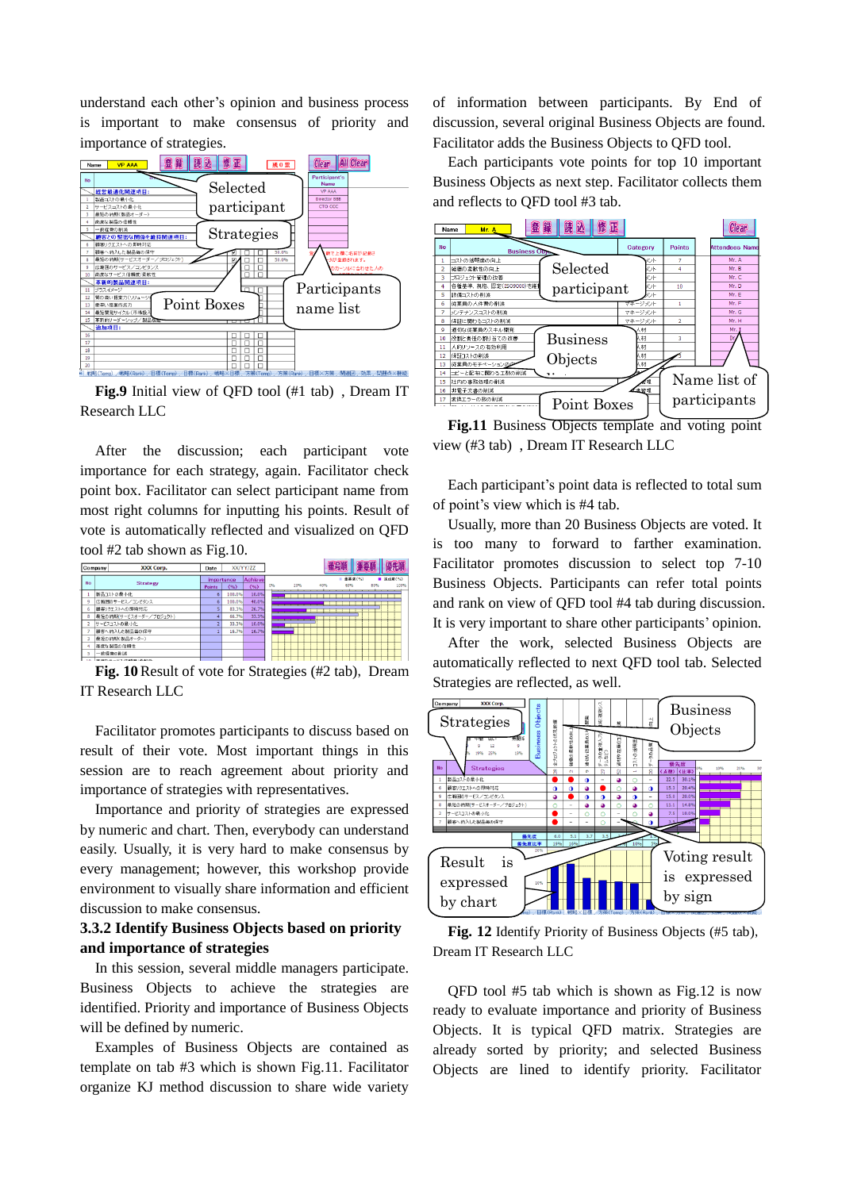understand each other's opinion and business process is important to make consensus of priority and importance of strategies.

**Fig.9** Initial view of QFD tool (#1 tab) , Dream IT Research LLC

After the discussion; each participant vote importance for each strategy, again. Facilitator check point box. Facilitator can select participant name from most right columns for inputting his points. Result of vote is automatically reflected and visualized on QFD tool #2 tab shown as Fig.10.

**Fig. 10** Result of vote for Strategies (#2 tab), Dream IT Research LLC

Facilitator promotes participants to discuss based on result of their vote. Most important things in this session are to reach agreement about priority and importance of strategies with representatives.

Importance and priority of strategies are expressed by numeric and chart. Then, everybody can understand easily. Usually, it is very hard to make consensus by every management; however, this workshop provide environment to visually share information and efficient discussion to make consensus.

### 3.3.2 Identify Business Objects based on priority and importance of strategies

In this session, several middle managers participate. Business Objects to achieve the strategies are identified. Priority and importance of Business Objects will be defined by numeric.

Examples of Business Objects are contained as template on tab #3 which is shown Fig.11. Facilitator organize KJ method discussion to share wide variety of information between participants. By End of discussion, several original Business Objects are found. Facilitator adds the Business Objects to QFD tool.

Each participants vote points for top 10 important Business Objects as next step. Facilitator collects them and reflects to QFD tool #3 tab.

**Fig.11** Business Objects template and voting point view (#3 tab) , Dream IT Research LLC

Each participant's point data is reflected to total sum of point's view which is #4 tab.

Usually, more than 20 Business Objects are voted. It is too many to forward to farther examination. Facilitator promotes discussion to select top 7-10 Business Objects. Participants can refer total points and rank on view of QFD tool #4 tab during discussion. It is very important to share other participants' opinion.

After the work, selected Business Objects are automatically reflected to next QFD tool tab. Selected Strategies are reflected, as well.

**Fig. 12** Identify Priority of Business Objects (#5 tab), Dream IT Research LLC

QFD tool #5 tab which is shown as Fig.12 is now ready to evaluate importance and priority of Business Objects. It is typical QFD matrix. Strategies are already sorted by priority; and selected Business Objects are lined to identify priority. Facilitator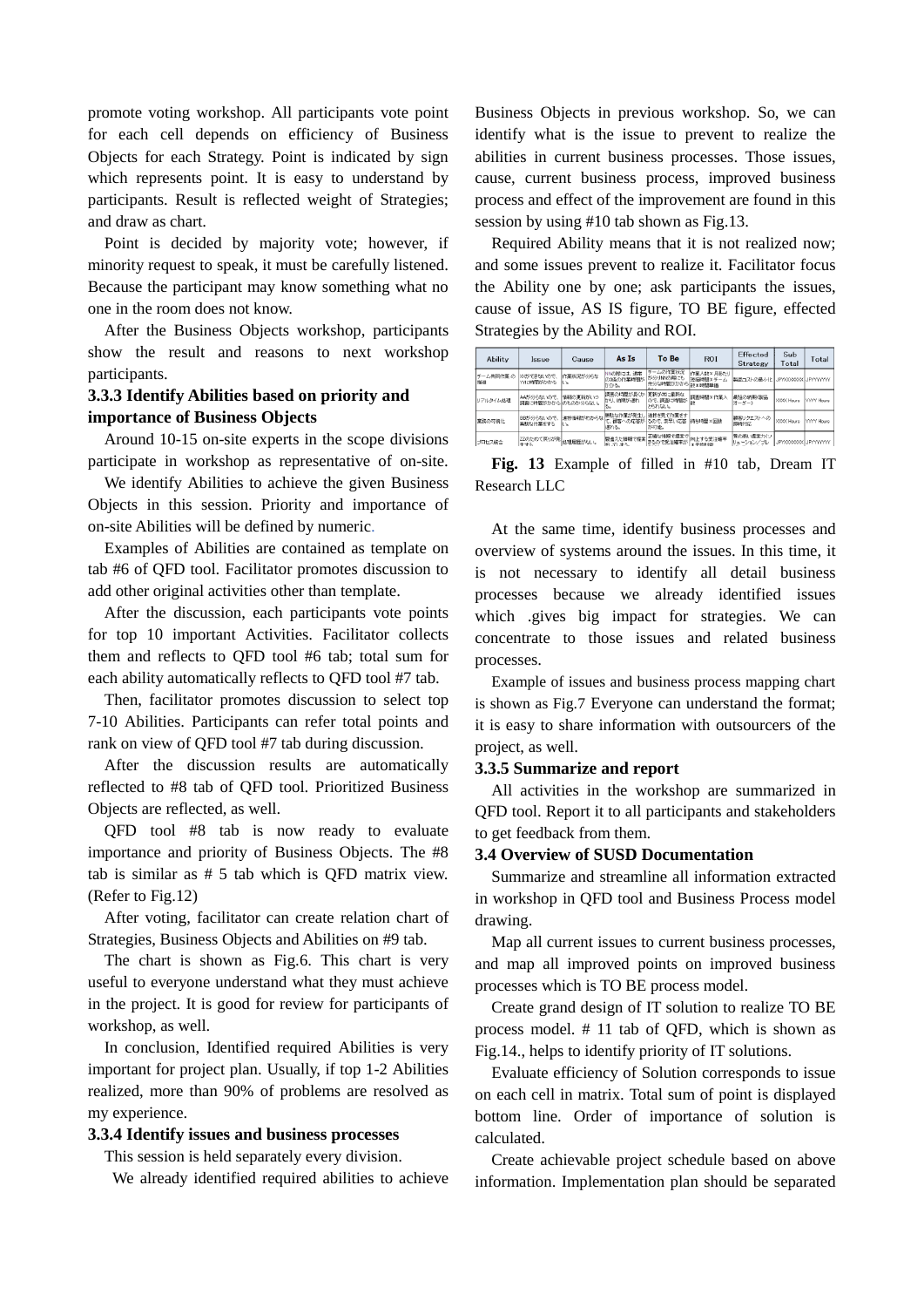promote voting workshop. All participants vote point for each cell depends on efficiency of Business Objects for each Strategy. Point is indicated by sign which represents point. It is easy to understand by participants. Result is reflected weight of Strategies; and draw as chart.

Point is decided by majority vote; however, if minority request to speak, it must be carefully listened. Because the participant may know something what no one in the room does not know.

After the Business Objects workshop, participants show the result and reasons to next workshop participants.

### 3.3.3 Identify Abilities based on priority and importance of Business Objects

Around 10-15 on-site experts in the scope divisions participate in workshop as representative of on-site.

We identify Abilities to achieve the given Business Objects in this session. Priority and importance of on-site Abilities will be defined by numeric.

Examples of Abilities are contained as template on tab #6 of QFD tool. Facilitator promotes discussion to add other original activities other than template.

After the discussion, each participants vote points for top 10 important Activities. Facilitator collects them and reflects to QFD tool #6 tab; total sum for each ability automatically reflects to QFD tool #7 tab.

Then, facilitator promotes discussion to select top 7-10 Abilities. Participants can refer total points and rank on view of QFD tool #7 tab during discussion.

After the discussion results are automatically reflected to #8 tab of QFD tool. Prioritized Business Objects are reflected, as well.

QFD tool #8 tab is now ready to evaluate importance and priority of Business Objects. The #8 tab is similar as # 5 tab which is QFD matrix view. (Refer to Fig.12)

After voting, facilitator can create relation chart of Strategies, Business Objects and Abilities on #9 tab.

The chart is shown as Fig.6. This chart is very useful to everyone understand what they must achieve in the project. It is good for review for participants of workshop, as well.

In conclusion, Identified required Abilities is very important for project plan. Usually, if top 1-2 Abilities realized, more than 90% of problems are resolved as my experience.

### 3.3.4 Identify issues and business processes

This session is held separately every division.

We already identified required abilities to achieve Business Objects in previous workshop. So, we can identify what is the issue to prevent to realize the abilities in current business processes. Those issues, cause, current business process, improved business process and effect of the improvement are found in this session by using #10 tab shown as Fig.13.

Required Ability means that it is not realized now; and some issues prevent to realize it. Facilitator focus the Ability one by one; ask participants the issues, cause of issue, AS IS figure, TO BE figure, effected Strategies by the Ability and ROI.

| Ability | Issue | Cause | As Is | To Be | ROI | Effected Strategy | Sub Total | Total |
|---|---|---|---|---|---|---|---|---|

**Fig. 13** Example of filled in #10 tab, Dream IT Research LLC

At the same time, identify business processes and overview of systems around the issues. In this time, it is not necessary to identify all detail business processes because we already identified issues which .gives big impact for strategies. We can concentrate to those issues and related business processes.

Example of issues and business process mapping chart is shown as Fig.7 Everyone can understand the format; it is easy to share information with outsourcers of the project, as well.

### 3.3.5 Summarize and report

All activities in the workshop are summarized in QFD tool. Report it to all participants and stakeholders to get feedback from them.

### 3.4 Overview of SUSD Documentation

Summarize and streamline all information extracted in workshop in QFD tool and Business Process model drawing.

Map all current issues to current business processes, and map all improved points on improved business processes which is TO BE process model.

Create grand design of IT solution to realize TO BE process model. # 11 tab of QFD, which is shown as Fig.14., helps to identify priority of IT solutions.

Evaluate efficiency of Solution corresponds to issue on each cell in matrix. Total sum of point is displayed bottom line. Order of importance of solution is calculated.

Create achievable project schedule based on above information. Implementation plan should be separated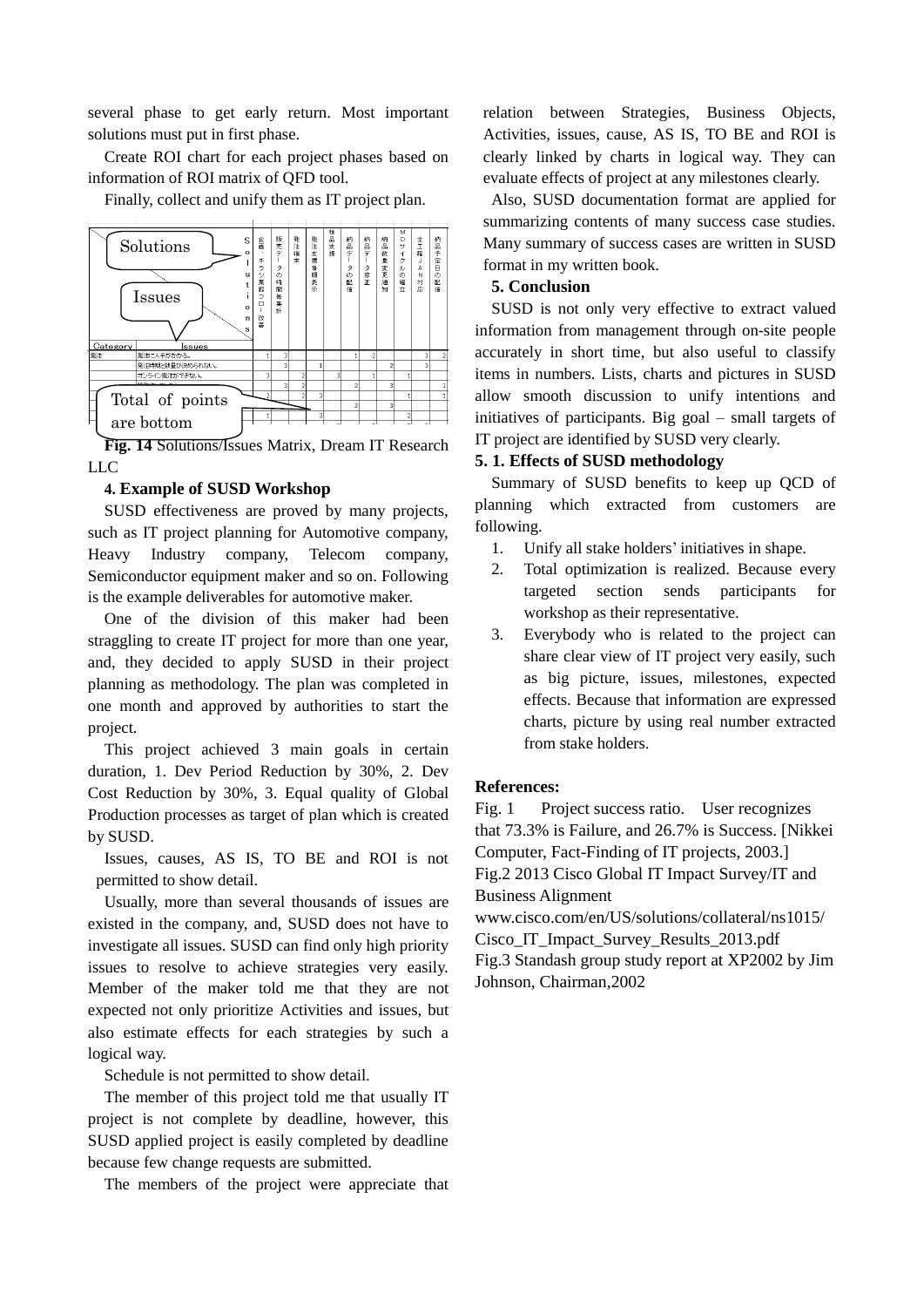several phase to get early return. Most important solutions must put in first phase.

Create ROI chart for each project phases based on information of ROI matrix of QFD tool.

Finally, collect and unify them as IT project plan.

Solutions

Issues

Total of points are bottom

**Fig. 14** Solutions/Issues Matrix, Dream IT Research LLC

### 4. Example of SUSD Workshop

SUSD effectiveness are proved by many projects, such as IT project planning for Automotive company, Heavy Industry company, Telecom company, Semiconductor equipment maker and so on. Following is the example deliverables for automotive maker.

One of the division of this maker had been straggling to create IT project for more than one year, and, they decided to apply SUSD in their project planning as methodology. The plan was completed in one month and approved by authorities to start the project.

This project achieved 3 main goals in certain duration, 1. Dev Period Reduction by 30%, 2. Dev Cost Reduction by 30%, 3. Equal quality of Global Production processes as target of plan which is created by SUSD.

Issues, causes, AS IS, TO BE and ROI is not permitted to show detail.

Usually, more than several thousands of issues are existed in the company, and, SUSD does not have to investigate all issues. SUSD can find only high priority issues to resolve to achieve strategies very easily. Member of the maker told me that they are not expected not only prioritize Activities and issues, but also estimate effects for each strategies by such a logical way.

Schedule is not permitted to show detail.

The member of this project told me that usually IT project is not complete by deadline, however, this SUSD applied project is easily completed by deadline because few change requests are submitted.

The members of the project were appreciate that relation between Strategies, Business Objects, Activities, issues, cause, AS IS, TO BE and ROI is clearly linked by charts in logical way. They can evaluate effects of project at any milestones clearly.

Also, SUSD documentation format are applied for summarizing contents of many success case studies. Many summary of success cases are written in SUSD format in my written book.

### 5. Conclusion

SUSD is not only very effective to extract valued information from management through on-site people accurately in short time, but also useful to classify items in numbers. Lists, charts and pictures in SUSD allow smooth discussion to unify intentions and initiatives of participants. Big goal – small targets of IT project are identified by SUSD very clearly.

### 5. 1. Effects of SUSD methodology

Summary of SUSD benefits to keep up QCD of planning which extracted from customers are following.

1. Unify all stake holders' initiatives in shape.
2. Total optimization is realized. Because every targeted section sends participants for workshop as their representative.
3. Everybody who is related to the project can share clear view of IT project very easily, such as big picture, issues, milestones, expected effects. Because that information are expressed charts, picture by using real number extracted from stake holders.

### References:

Fig. 1 Project success ratio. User recognizes that 73.3% is Failure, and 26.7% is Success. [Nikkei Computer, Fact-Finding of IT projects, 2003.]

Fig.2 2013 Cisco Global IT Impact Survey/IT and Business Alignment www.cisco.com/en/US/solutions/collateral/ns1015/Cisco_IT_Impact_Survey_Results_2013.pdf

Fig.3 Standash group study report at XP2002 by Jim Johnson, Chairman,2002